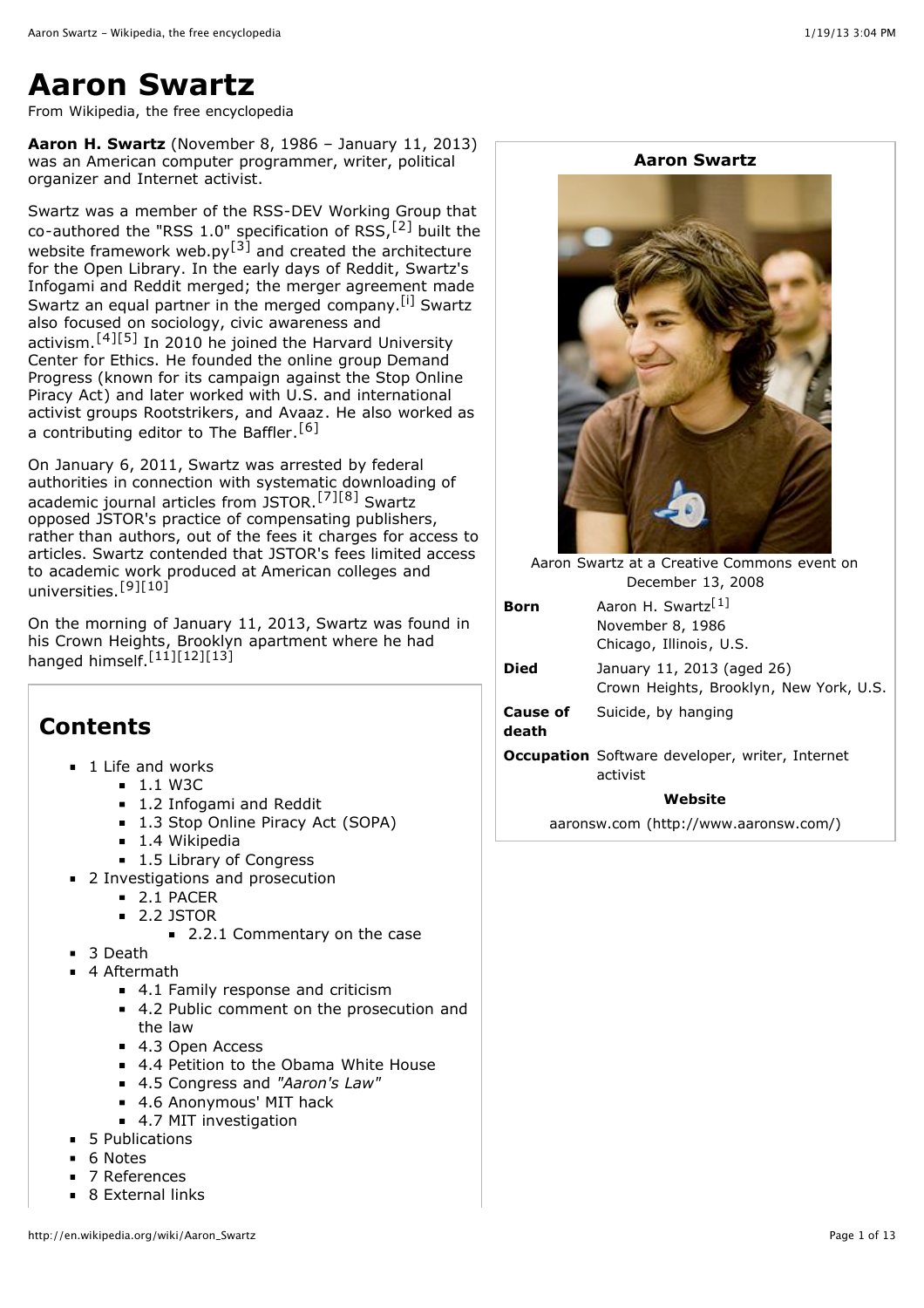# Aaron Swartz

From Wikipedia, the free encyclopedia

**Aaron H. Swartz** (November 8, 1986 – January 11, 2013) was an American computer programmer, writer, political organizer and Internet activist.

Swartz was a member of the RSS-DEV Working Group that co-authored the "RSS 1.0" specification of RSS,[2] built the website framework web.py[3] and created the architecture for the Open Library. In the early days of Reddit, Swartz's Infogami and Reddit merged; the merger agreement made Swartz an equal partner in the merged company.[i] Swartz also focused on sociology, civic awareness and activism.[4][5] In 2010 he joined the Harvard University Center for Ethics. He founded the online group Demand Progress (known for its campaign against the Stop Online Piracy Act) and later worked with U.S. and international activist groups Rootstrikers, and Avaaz. He also worked as a contributing editor to The Baffler.[6]

On January 6, 2011, Swartz was arrested by federal authorities in connection with systematic downloading of academic journal articles from JSTOR.[7][8] Swartz opposed JSTOR's practice of compensating publishers, rather than authors, out of the fees it charges for access to articles. Swartz contended that JSTOR's fees limited access to academic work produced at American colleges and universities.[9][10]

On the morning of January 11, 2013, Swartz was found in his Crown Heights, Brooklyn apartment where he had hanged himself.[11][12][13]

**Aaron Swartz**

Aaron Swartz at a Creative Commons event on December 13, 2008

| | |
|---|---|
| **Born** | Aaron H. Swartz[1]<br>November 8, 1986<br>Chicago, Illinois, U.S. |
| **Died** | January 11, 2013 (aged 26)<br>Crown Heights, Brooklyn, New York, U.S. |
| **Cause of death** | Suicide, by hanging |
| **Occupation** | Software developer, writer, Internet activist |

**Website**

aaronsw.com (http://www.aaronsw.com/)

## Contents

- 1 Life and works
  - 1.1 W3C
  - 1.2 Infogami and Reddit
  - 1.3 Stop Online Piracy Act (SOPA)
  - 1.4 Wikipedia
  - 1.5 Library of Congress
- 2 Investigations and prosecution
  - 2.1 PACER
  - 2.2 JSTOR
    - 2.2.1 Commentary on the case
- 3 Death
- 4 Aftermath
  - 4.1 Family response and criticism
  - 4.2 Public comment on the prosecution and the law
  - 4.3 Open Access
  - 4.4 Petition to the Obama White House
  - 4.5 Congress and *"Aaron's Law"*
  - 4.6 Anonymous' MIT hack
  - 4.7 MIT investigation
- 5 Publications
- 6 Notes
- 7 References
- 8 External links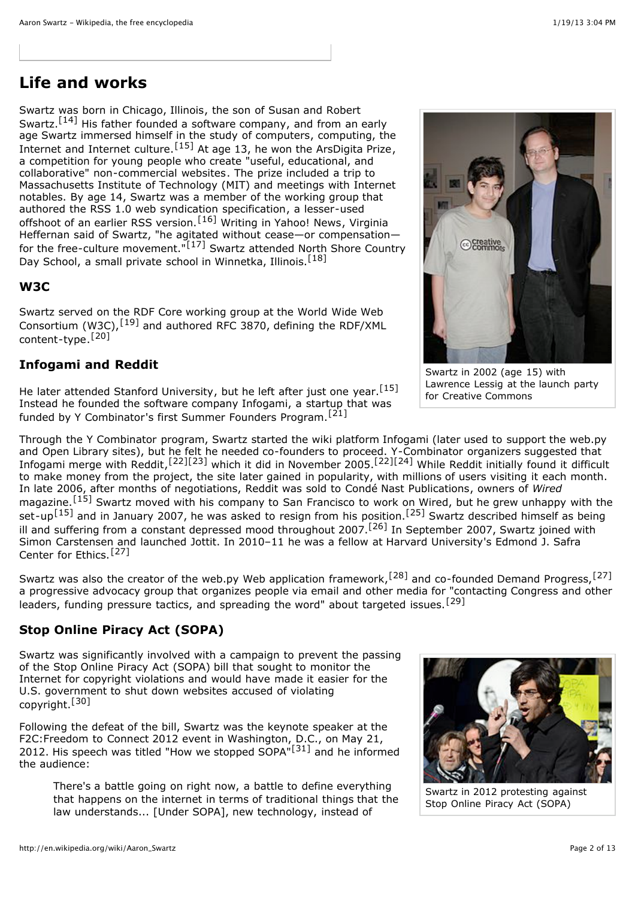## Life and works

Swartz was born in Chicago, Illinois, the son of Susan and Robert Swartz.[14] His father founded a software company, and from an early age Swartz immersed himself in the study of computers, computing, the Internet and Internet culture.[15] At age 13, he won the ArsDigita Prize, a competition for young people who create "useful, educational, and collaborative" non-commercial websites. The prize included a trip to Massachusetts Institute of Technology (MIT) and meetings with Internet notables. By age 14, Swartz was a member of the working group that authored the RSS 1.0 web syndication specification, a lesser-used offshoot of an earlier RSS version.[16] Writing in Yahoo! News, Virginia Heffernan said of Swartz, "he agitated without cease—or compensation—for the free-culture movement."[17] Swartz attended North Shore Country Day School, a small private school in Winnetka, Illinois.[18]

Swartz in 2002 (age 15) with Lawrence Lessig at the launch party for Creative Commons

### W3C

Swartz served on the RDF Core working group at the World Wide Web Consortium (W3C),[19] and authored RFC 3870, defining the RDF/XML content-type.[20]

### Infogami and Reddit

He later attended Stanford University, but he left after just one year.[15] Instead he founded the software company Infogami, a startup that was funded by Y Combinator's first Summer Founders Program.[21]

Through the Y Combinator program, Swartz started the wiki platform Infogami (later used to support the web.py and Open Library sites), but he felt he needed co-founders to proceed. Y-Combinator organizers suggested that Infogami merge with Reddit,[22][23] which it did in November 2005.[22][24] While Reddit initially found it difficult to make money from the project, the site later gained in popularity, with millions of users visiting it each month. In late 2006, after months of negotiations, Reddit was sold to Condé Nast Publications, owners of *Wired* magazine.[15] Swartz moved with his company to San Francisco to work on Wired, but he grew unhappy with the set-up[15] and in January 2007, he was asked to resign from his position.[25] Swartz described himself as being ill and suffering from a constant depressed mood throughout 2007.[26] In September 2007, Swartz joined with Simon Carstensen and launched Jottit. In 2010–11 he was a fellow at Harvard University's Edmond J. Safra Center for Ethics.[27]

Swartz was also the creator of the web.py Web application framework,[28] and co-founded Demand Progress,[27] a progressive advocacy group that organizes people via email and other media for "contacting Congress and other leaders, funding pressure tactics, and spreading the word" about targeted issues.[29]

### Stop Online Piracy Act (SOPA)

Swartz was significantly involved with a campaign to prevent the passing of the Stop Online Piracy Act (SOPA) bill that sought to monitor the Internet for copyright violations and would have made it easier for the U.S. government to shut down websites accused of violating copyright.[30]

Swartz in 2012 protesting against Stop Online Piracy Act (SOPA)

Following the defeat of the bill, Swartz was the keynote speaker at the F2C:Freedom to Connect 2012 event in Washington, D.C., on May 21, 2012. His speech was titled "How we stopped SOPA"[31] and he informed the audience:

> There's a battle going on right now, a battle to define everything that happens on the internet in terms of traditional things that the law understands... [Under SOPA], new technology, instead of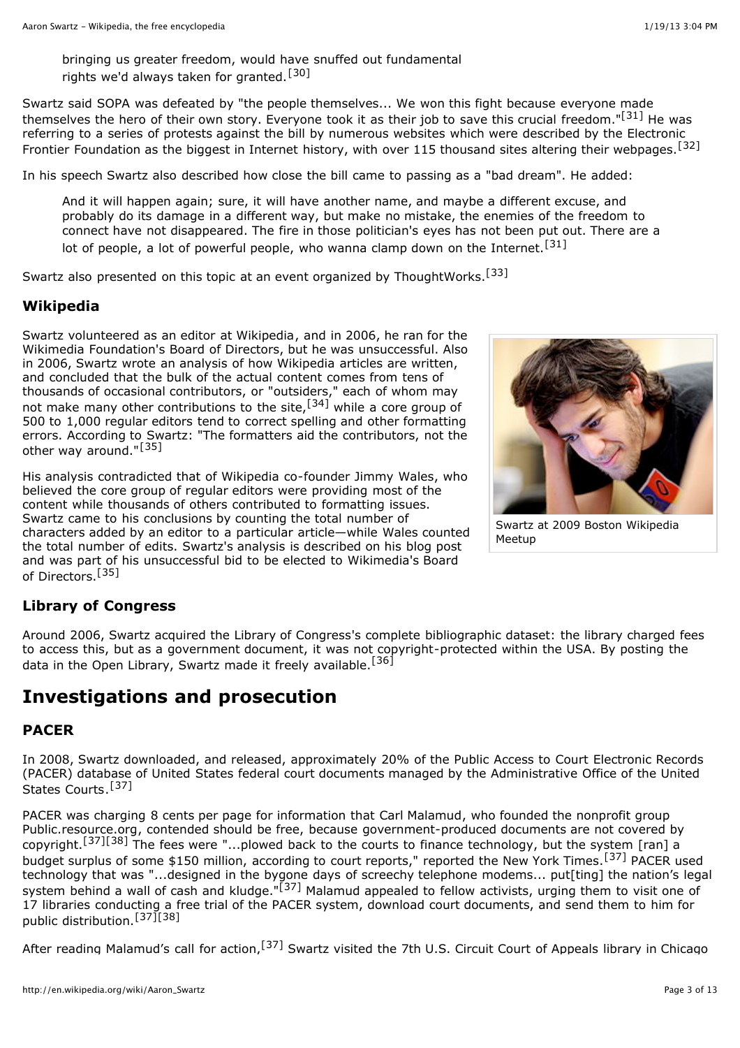> bringing us greater freedom, would have snuffed out fundamental rights we'd always taken for granted.[30]

Swartz said SOPA was defeated by "the people themselves... We won this fight because everyone made themselves the hero of their own story. Everyone took it as their job to save this crucial freedom."[31] He was referring to a series of protests against the bill by numerous websites which were described by the Electronic Frontier Foundation as the biggest in Internet history, with over 115 thousand sites altering their webpages.[32]

In his speech Swartz also described how close the bill came to passing as a "bad dream". He added:

> And it will happen again; sure, it will have another name, and maybe a different excuse, and probably do its damage in a different way, but make no mistake, the enemies of the freedom to connect have not disappeared. The fire in those politician's eyes has not been put out. There are a lot of people, a lot of powerful people, who wanna clamp down on the Internet.[31]

Swartz also presented on this topic at an event organized by ThoughtWorks.[33]

### Wikipedia

Swartz volunteered as an editor at Wikipedia, and in 2006, he ran for the Wikimedia Foundation's Board of Directors, but he was unsuccessful. Also in 2006, Swartz wrote an analysis of how Wikipedia articles are written, and concluded that the bulk of the actual content comes from tens of thousands of occasional contributors, or "outsiders," each of whom may not make many other contributions to the site,[34] while a core group of 500 to 1,000 regular editors tend to correct spelling and other formatting errors. According to Swartz: "The formatters aid the contributors, not the other way around."[35]

Swartz at 2009 Boston Wikipedia Meetup

His analysis contradicted that of Wikipedia co-founder Jimmy Wales, who believed the core group of regular editors were providing most of the content while thousands of others contributed to formatting issues. Swartz came to his conclusions by counting the total number of characters added by an editor to a particular article—while Wales counted the total number of edits. Swartz's analysis is described on his blog post and was part of his unsuccessful bid to be elected to Wikimedia's Board of Directors.[35]

### Library of Congress

Around 2006, Swartz acquired the Library of Congress's complete bibliographic dataset: the library charged fees to access this, but as a government document, it was not copyright-protected within the USA. By posting the data in the Open Library, Swartz made it freely available.[36]

## Investigations and prosecution

### PACER

In 2008, Swartz downloaded, and released, approximately 20% of the Public Access to Court Electronic Records (PACER) database of United States federal court documents managed by the Administrative Office of the United States Courts.[37]

PACER was charging 8 cents per page for information that Carl Malamud, who founded the nonprofit group Public.resource.org, contended should be free, because government-produced documents are not covered by copyright.[37][38] The fees were "...plowed back to the courts to finance technology, but the system [ran] a budget surplus of some $150 million, according to court reports," reported the New York Times.[37] PACER used technology that was "...designed in the bygone days of screechy telephone modems... put[ting] the nation's legal system behind a wall of cash and kludge."[37] Malamud appealed to fellow activists, urging them to visit one of 17 libraries conducting a free trial of the PACER system, download court documents, and send them to him for public distribution.[37][38]

After reading Malamud's call for action,[37] Swartz visited the 7th U.S. Circuit Court of Appeals library in Chicago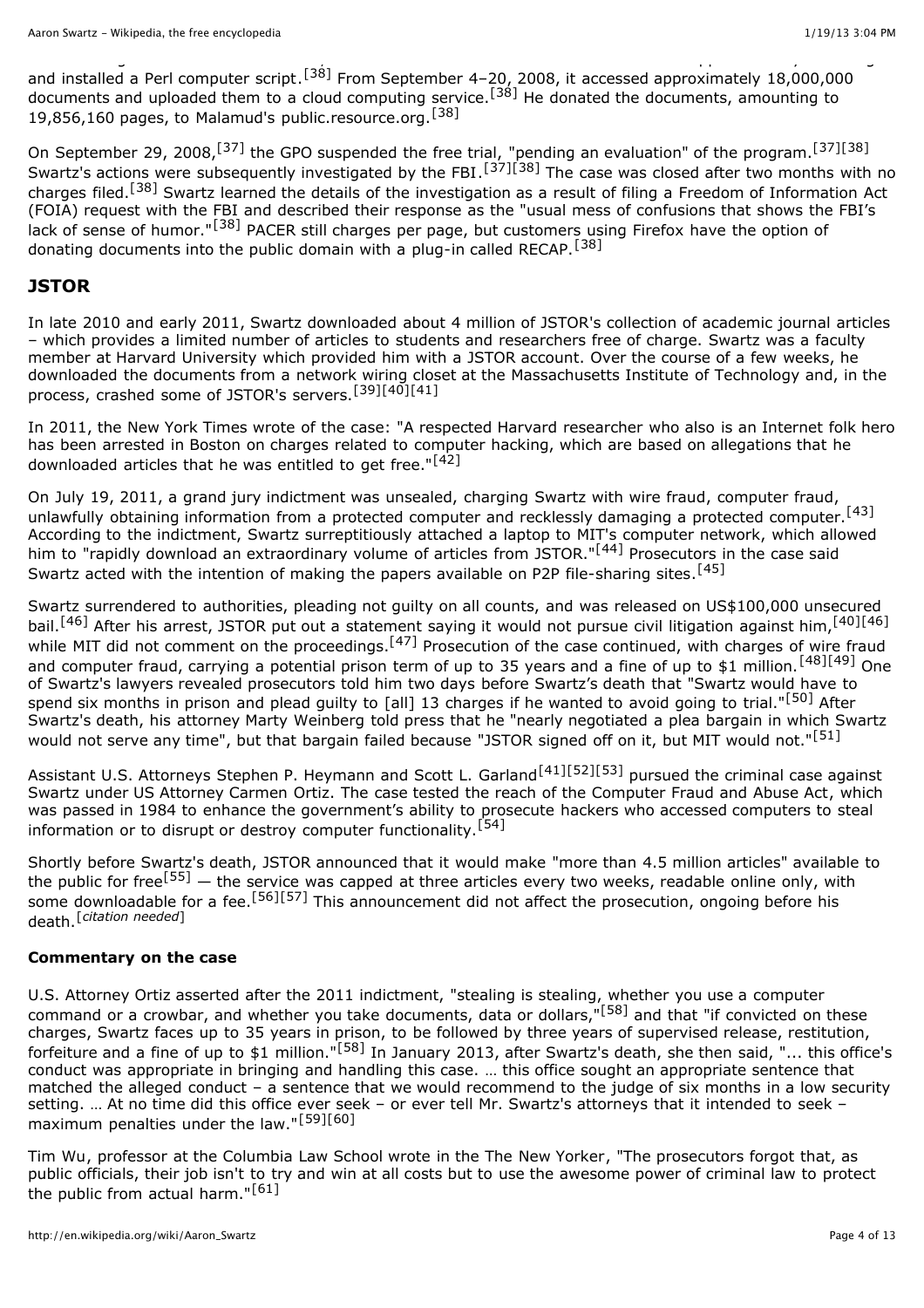and installed a Perl computer script.[38] From September 4–20, 2008, it accessed approximately 18,000,000 documents and uploaded them to a cloud computing service.[38] He donated the documents, amounting to 19,856,160 pages, to Malamud's public.resource.org.[38]

On September 29, 2008,[37] the GPO suspended the free trial, "pending an evaluation" of the program.[37][38] Swartz's actions were subsequently investigated by the FBI.[37][38] The case was closed after two months with no charges filed.[38] Swartz learned the details of the investigation as a result of filing a Freedom of Information Act (FOIA) request with the FBI and described their response as the "usual mess of confusions that shows the FBI's lack of sense of humor."[38] PACER still charges per page, but customers using Firefox have the option of donating documents into the public domain with a plug-in called RECAP.[38]

## JSTOR

In late 2010 and early 2011, Swartz downloaded about 4 million of JSTOR's collection of academic journal articles – which provides a limited number of articles to students and researchers free of charge. Swartz was a faculty member at Harvard University which provided him with a JSTOR account. Over the course of a few weeks, he downloaded the documents from a network wiring closet at the Massachusetts Institute of Technology and, in the process, crashed some of JSTOR's servers.[39][40][41]

In 2011, the New York Times wrote of the case: "A respected Harvard researcher who also is an Internet folk hero has been arrested in Boston on charges related to computer hacking, which are based on allegations that he downloaded articles that he was entitled to get free."[42]

On July 19, 2011, a grand jury indictment was unsealed, charging Swartz with wire fraud, computer fraud, unlawfully obtaining information from a protected computer and recklessly damaging a protected computer.[43] According to the indictment, Swartz surreptitiously attached a laptop to MIT's computer network, which allowed him to "rapidly download an extraordinary volume of articles from JSTOR."[44] Prosecutors in the case said Swartz acted with the intention of making the papers available on P2P file-sharing sites.[45]

Swartz surrendered to authorities, pleading not guilty on all counts, and was released on US$100,000 unsecured bail.[46] After his arrest, JSTOR put out a statement saying it would not pursue civil litigation against him,[40][46] while MIT did not comment on the proceedings.[47] Prosecution of the case continued, with charges of wire fraud and computer fraud, carrying a potential prison term of up to 35 years and a fine of up to $1 million.[48][49] One of Swartz's lawyers revealed prosecutors told him two days before Swartz's death that "Swartz would have to spend six months in prison and plead guilty to [all] 13 charges if he wanted to avoid going to trial."[50] After Swartz's death, his attorney Marty Weinberg told press that he "nearly negotiated a plea bargain in which Swartz would not serve any time", but that bargain failed because "JSTOR signed off on it, but MIT would not."[51]

Assistant U.S. Attorneys Stephen P. Heymann and Scott L. Garland[41][52][53] pursued the criminal case against Swartz under US Attorney Carmen Ortiz. The case tested the reach of the Computer Fraud and Abuse Act, which was passed in 1984 to enhance the government's ability to prosecute hackers who accessed computers to steal information or to disrupt or destroy computer functionality.[54]

Shortly before Swartz's death, JSTOR announced that it would make "more than 4.5 million articles" available to the public for free[55] — the service was capped at three articles every two weeks, readable online only, with some downloadable for a fee.[56][57] This announcement did not affect the prosecution, ongoing before his death.[*citation needed*]

### Commentary on the case

U.S. Attorney Ortiz asserted after the 2011 indictment, "stealing is stealing, whether you use a computer command or a crowbar, and whether you take documents, data or dollars,"[58] and that "if convicted on these charges, Swartz faces up to 35 years in prison, to be followed by three years of supervised release, restitution, forfeiture and a fine of up to $1 million."[58] In January 2013, after Swartz's death, she then said, "... this office's conduct was appropriate in bringing and handling this case. … this office sought an appropriate sentence that matched the alleged conduct – a sentence that we would recommend to the judge of six months in a low security setting. … At no time did this office ever seek – or ever tell Mr. Swartz's attorneys that it intended to seek – maximum penalties under the law."[59][60]

Tim Wu, professor at the Columbia Law School wrote in the The New Yorker, "The prosecutors forgot that, as public officials, their job isn't to try and win at all costs but to use the awesome power of criminal law to protect the public from actual harm."[61]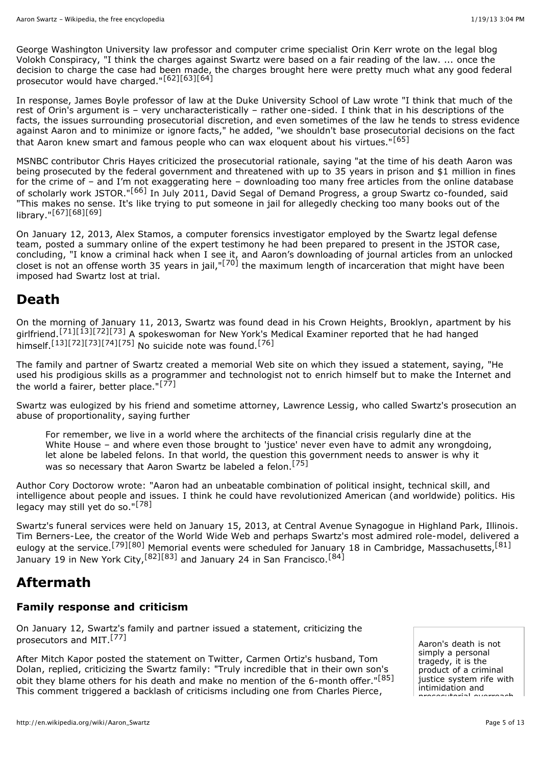George Washington University law professor and computer crime specialist Orin Kerr wrote on the legal blog Volokh Conspiracy, "I think the charges against Swartz were based on a fair reading of the law. ... once the decision to charge the case had been made, the charges brought here were pretty much what any good federal prosecutor would have charged."[62][63][64]

In response, James Boyle professor of law at the Duke University School of Law wrote "I think that much of the rest of Orin's argument is – very uncharacteristically – rather one-sided. I think that in his descriptions of the facts, the issues surrounding prosecutorial discretion, and even sometimes of the law he tends to stress evidence against Aaron and to minimize or ignore facts," he added, "we shouldn't base prosecutorial decisions on the fact that Aaron knew smart and famous people who can wax eloquent about his virtues."[65]

MSNBC contributor Chris Hayes criticized the prosecutorial rationale, saying "at the time of his death Aaron was being prosecuted by the federal government and threatened with up to 35 years in prison and $1 million in fines for the crime of – and I'm not exaggerating here – downloading too many free articles from the online database of scholarly work JSTOR."[66] In July 2011, David Segal of Demand Progress, a group Swartz co-founded, said "This makes no sense. It's like trying to put someone in jail for allegedly checking too many books out of the library."[67][68][69]

On January 12, 2013, Alex Stamos, a computer forensics investigator employed by the Swartz legal defense team, posted a summary online of the expert testimony he had been prepared to present in the JSTOR case, concluding, "I know a criminal hack when I see it, and Aaron's downloading of journal articles from an unlocked closet is not an offense worth 35 years in jail,"[70] the maximum length of incarceration that might have been imposed had Swartz lost at trial.

# Death

On the morning of January 11, 2013, Swartz was found dead in his Crown Heights, Brooklyn, apartment by his girlfriend.[71][13][72][73] A spokeswoman for New York's Medical Examiner reported that he had hanged himself.[13][72][73][74][75] No suicide note was found.[76]

The family and partner of Swartz created a memorial Web site on which they issued a statement, saying, "He used his prodigious skills as a programmer and technologist not to enrich himself but to make the Internet and the world a fairer, better place."[77]

Swartz was eulogized by his friend and sometime attorney, Lawrence Lessig, who called Swartz's prosecution an abuse of proportionality, saying further

> For remember, we live in a world where the architects of the financial crisis regularly dine at the White House – and where even those brought to 'justice' never even have to admit any wrongdoing, let alone be labeled felons. In that world, the question this government needs to answer is why it was so necessary that Aaron Swartz be labeled a felon.[75]

Author Cory Doctorow wrote: "Aaron had an unbeatable combination of political insight, technical skill, and intelligence about people and issues. I think he could have revolutionized American (and worldwide) politics. His legacy may still yet do so."[78]

Swartz's funeral services were held on January 15, 2013, at Central Avenue Synagogue in Highland Park, Illinois. Tim Berners-Lee, the creator of the World Wide Web and perhaps Swartz's most admired role-model, delivered a eulogy at the service.[79][80] Memorial events were scheduled for January 18 in Cambridge, Massachusetts,[81] January 19 in New York City,[82][83] and January 24 in San Francisco.[84]

# Aftermath

## Family response and criticism

On January 12, Swartz's family and partner issued a statement, criticizing the prosecutors and MIT.[77]

After Mitch Kapor posted the statement on Twitter, Carmen Ortiz's husband, Tom Dolan, replied, criticizing the Swartz family: "Truly incredible that in their own son's obit they blame others for his death and make no mention of the 6-month offer."[85] This comment triggered a backlash of criticisms including one from Charles Pierce,

> Aaron's death is not simply a personal tragedy, it is the product of a criminal justice system rife with intimidation and prosecutorial overreach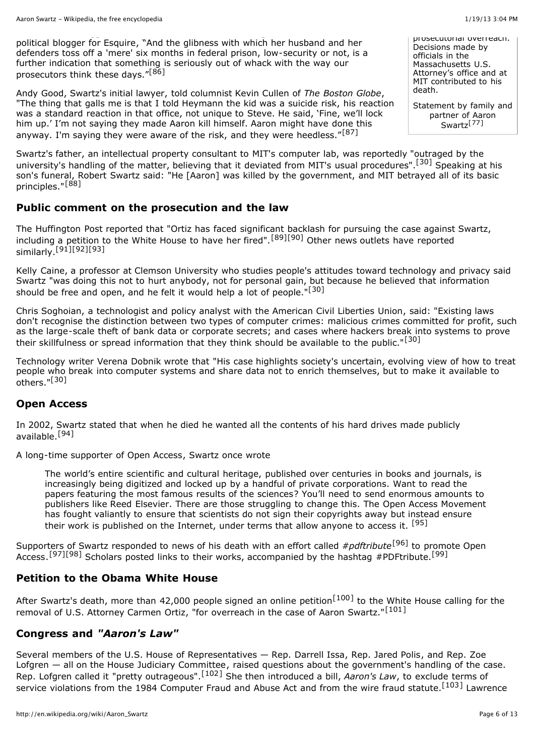political blogger for Esquire, "And the glibness with which her husband and her defenders toss off a 'mere' six months in federal prison, low-security or not, is a further indication that something is seriously out of whack with the way our prosecutors think these days."[86]

Andy Good, Swartz's initial lawyer, told columnist Kevin Cullen of *The Boston Globe*, "The thing that galls me is that I told Heymann the kid was a suicide risk, his reaction was a standard reaction in that office, not unique to Steve. He said, 'Fine, we'll lock him up.' I'm not saying they made Aaron kill himself. Aaron might have done this anyway. I'm saying they were aware of the risk, and they were heedless."[87]

prosecutorial overreach. Decisions made by officials in the Massachusetts U.S. Attorney's office and at MIT contributed to his death.

Statement by family and partner of Aaron Swartz[77]

Swartz's father, an intellectual property consultant to MIT's computer lab, was reportedly "outraged by the university's handling of the matter, believing that it deviated from MIT's usual procedures".[30] Speaking at his son's funeral, Robert Swartz said: "He [Aaron] was killed by the government, and MIT betrayed all of its basic principles."[88]

### Public comment on the prosecution and the law

The Huffington Post reported that "Ortiz has faced significant backlash for pursuing the case against Swartz, including a petition to the White House to have her fired".[89][90] Other news outlets have reported similarly.[91][92][93]

Kelly Caine, a professor at Clemson University who studies people's attitudes toward technology and privacy said Swartz "was doing this not to hurt anybody, not for personal gain, but because he believed that information should be free and open, and he felt it would help a lot of people."[30]

Chris Soghoian, a technologist and policy analyst with the American Civil Liberties Union, said: "Existing laws don't recognise the distinction between two types of computer crimes: malicious crimes committed for profit, such as the large-scale theft of bank data or corporate secrets; and cases where hackers break into systems to prove their skillfulness or spread information that they think should be available to the public."[30]

Technology writer Verena Dobnik wrote that "His case highlights society's uncertain, evolving view of how to treat people who break into computer systems and share data not to enrich themselves, but to make it available to others."[30]

### Open Access

In 2002, Swartz stated that when he died he wanted all the contents of his hard drives made publicly available.[94]

A long-time supporter of Open Access, Swartz once wrote

> The world's entire scientific and cultural heritage, published over centuries in books and journals, is increasingly being digitized and locked up by a handful of private corporations. Want to read the papers featuring the most famous results of the sciences? You'll need to send enormous amounts to publishers like Reed Elsevier. There are those struggling to change this. The Open Access Movement has fought valiantly to ensure that scientists do not sign their copyrights away but instead ensure their work is published on the Internet, under terms that allow anyone to access it. [95]

Supporters of Swartz responded to news of his death with an effort called *#pdftribute*[96] to promote Open Access.[97][98] Scholars posted links to their works, accompanied by the hashtag #PDFtribute.[99]

### Petition to the Obama White House

After Swartz's death, more than 42,000 people signed an online petition[100] to the White House calling for the removal of U.S. Attorney Carmen Ortiz, "for overreach in the case of Aaron Swartz."[101]

### Congress and *"Aaron's Law"*

Several members of the U.S. House of Representatives — Rep. Darrell Issa, Rep. Jared Polis, and Rep. Zoe Lofgren — all on the House Judiciary Committee, raised questions about the government's handling of the case. Rep. Lofgren called it "pretty outrageous".[102] She then introduced a bill, *Aaron's Law*, to exclude terms of service violations from the 1984 Computer Fraud and Abuse Act and from the wire fraud statute.[103] Lawrence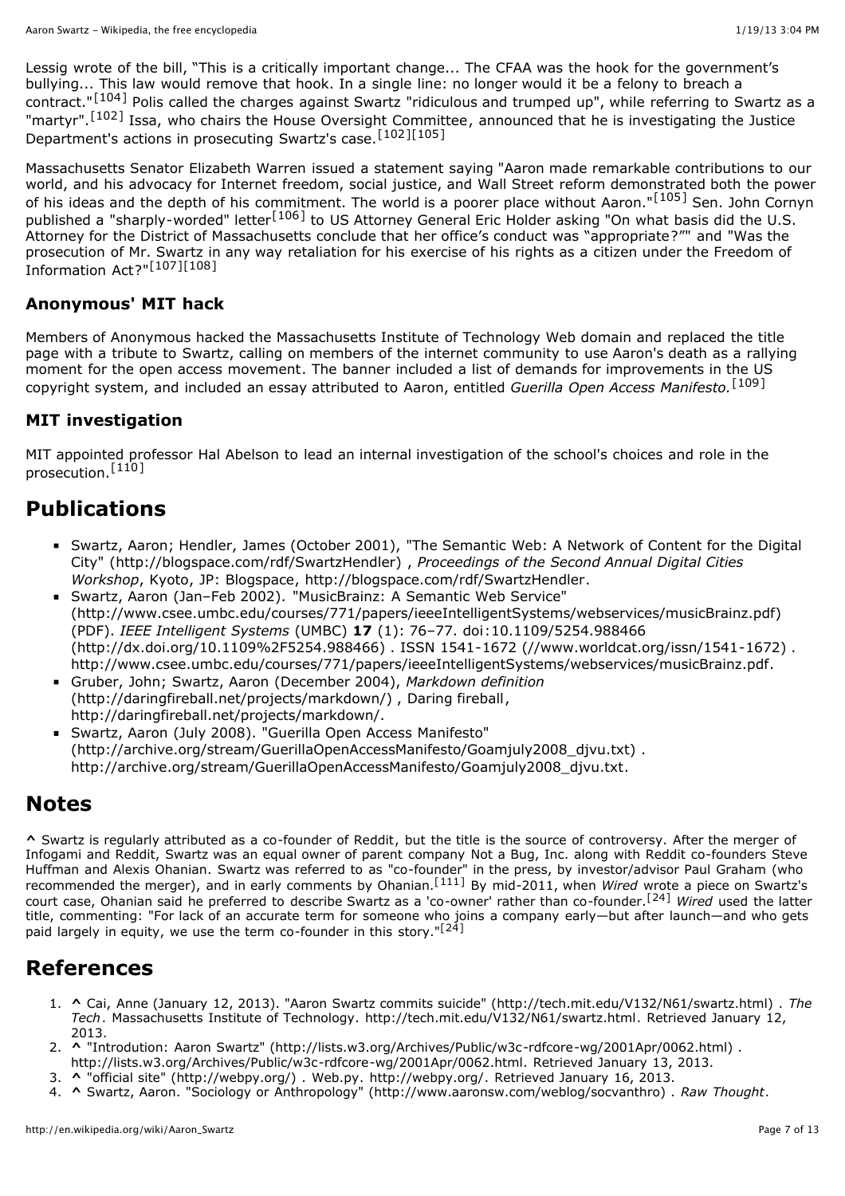Lessig wrote of the bill, "This is a critically important change... The CFAA was the hook for the government's bullying... This law would remove that hook. In a single line: no longer would it be a felony to breach a contract."[104] Polis called the charges against Swartz "ridiculous and trumped up", while referring to Swartz as a "martyr".[102] Issa, who chairs the House Oversight Committee, announced that he is investigating the Justice Department's actions in prosecuting Swartz's case.[102][105]

Massachusetts Senator Elizabeth Warren issued a statement saying "Aaron made remarkable contributions to our world, and his advocacy for Internet freedom, social justice, and Wall Street reform demonstrated both the power of his ideas and the depth of his commitment. The world is a poorer place without Aaron."[105] Sen. John Cornyn published a "sharply-worded" letter[106] to US Attorney General Eric Holder asking "On what basis did the U.S. Attorney for the District of Massachusetts conclude that her office's conduct was "appropriate?"" and "Was the prosecution of Mr. Swartz in any way retaliation for his exercise of his rights as a citizen under the Freedom of Information Act?"[107][108]

### Anonymous' MIT hack

Members of Anonymous hacked the Massachusetts Institute of Technology Web domain and replaced the title page with a tribute to Swartz, calling on members of the internet community to use Aaron's death as a rallying moment for the open access movement. The banner included a list of demands for improvements in the US copyright system, and included an essay attributed to Aaron, entitled *Guerilla Open Access Manifesto.*[109]

### MIT investigation

MIT appointed professor Hal Abelson to lead an internal investigation of the school's choices and role in the prosecution.[110]

## Publications

- Swartz, Aaron; Hendler, James (October 2001), "The Semantic Web: A Network of Content for the Digital City" (http://blogspace.com/rdf/SwartzHendler) , *Proceedings of the Second Annual Digital Cities Workshop*, Kyoto, JP: Blogspace, http://blogspace.com/rdf/SwartzHendler.
- Swartz, Aaron (Jan–Feb 2002). "MusicBrainz: A Semantic Web Service" (http://www.csee.umbc.edu/courses/771/papers/ieeeIntelligentSystems/webservices/musicBrainz.pdf) (PDF). *IEEE Intelligent Systems* (UMBC) **17** (1): 76–77. doi:10.1109/5254.988466 (http://dx.doi.org/10.1109%2F5254.988466) . ISSN 1541-1672 (//www.worldcat.org/issn/1541-1672) . http://www.csee.umbc.edu/courses/771/papers/ieeeIntelligentSystems/webservices/musicBrainz.pdf.
- Gruber, John; Swartz, Aaron (December 2004), *Markdown definition* (http://daringfireball.net/projects/markdown/) , Daring fireball, http://daringfireball.net/projects/markdown/.
- Swartz, Aaron (July 2008). "Guerilla Open Access Manifesto" (http://archive.org/stream/GuerillaOpenAccessManifesto/Goamjuly2008_djvu.txt) . http://archive.org/stream/GuerillaOpenAccessManifesto/Goamjuly2008_djvu.txt.

## Notes

**^** Swartz is regularly attributed as a co-founder of Reddit, but the title is the source of controversy. After the merger of Infogami and Reddit, Swartz was an equal owner of parent company Not a Bug, Inc. along with Reddit co-founders Steve Huffman and Alexis Ohanian. Swartz was referred to as "co-founder" in the press, by investor/advisor Paul Graham (who recommended the merger), and in early comments by Ohanian.[111] By mid-2011, when *Wired* wrote a piece on Swartz's court case, Ohanian said he preferred to describe Swartz as a 'co-owner' rather than co-founder.[24] *Wired* used the latter title, commenting: "For lack of an accurate term for someone who joins a company early—but after launch—and who gets paid largely in equity, we use the term co-founder in this story."[24]

## References

1. **^** Cai, Anne (January 12, 2013). "Aaron Swartz commits suicide" (http://tech.mit.edu/V132/N61/swartz.html) . *The Tech*. Massachusetts Institute of Technology. http://tech.mit.edu/V132/N61/swartz.html. Retrieved January 12, 2013.
2. **^** "Introdution: Aaron Swartz" (http://lists.w3.org/Archives/Public/w3c-rdfcore-wg/2001Apr/0062.html) . http://lists.w3.org/Archives/Public/w3c-rdfcore-wg/2001Apr/0062.html. Retrieved January 13, 2013.
3. **^** "official site" (http://webpy.org/) . Web.py. http://webpy.org/. Retrieved January 16, 2013.
4. **^** Swartz, Aaron. "Sociology or Anthropology" (http://www.aaronsw.com/weblog/socvanthro) . *Raw Thought*.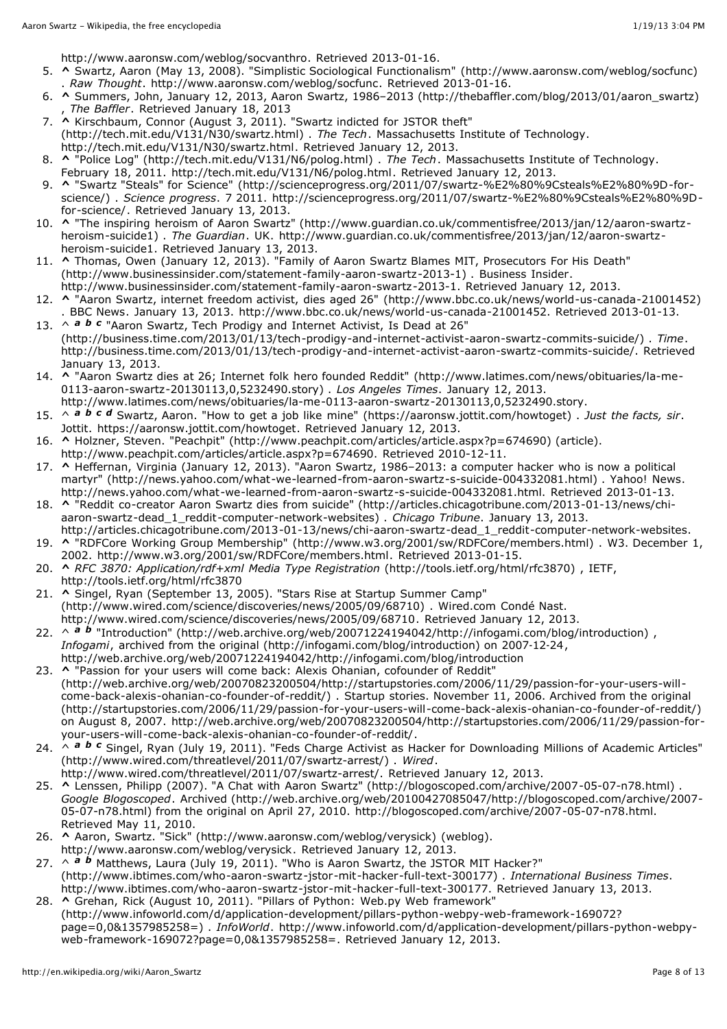http://www.aaronsw.com/weblog/socvanthro. Retrieved 2013-01-16.

5. ^ Swartz, Aaron (May 13, 2008). "Simplistic Sociological Functionalism" (http://www.aaronsw.com/weblog/socfunc) . *Raw Thought*. http://www.aaronsw.com/weblog/socfunc. Retrieved 2013-01-16.
6. ^ Summers, John, January 12, 2013, Aaron Swartz, 1986–2013 (http://thebaffler.com/blog/2013/01/aaron_swartz) , *The Baffler*. Retrieved January 18, 2013
7. ^ Kirschbaum, Connor (August 3, 2011). "Swartz indicted for JSTOR theft" (http://tech.mit.edu/V131/N30/swartz.html) . *The Tech*. Massachusetts Institute of Technology. http://tech.mit.edu/V131/N30/swartz.html. Retrieved January 12, 2013.
8. ^ "Police Log" (http://tech.mit.edu/V131/N6/polog.html) . *The Tech*. Massachusetts Institute of Technology. February 18, 2011. http://tech.mit.edu/V131/N6/polog.html. Retrieved January 12, 2013.
9. ^ "Swartz "Steals" for Science" (http://scienceprogress.org/2011/07/swartz-%E2%80%9Csteals%E2%80%9D-for-science/) . *Science progress*. 7 2011. http://scienceprogress.org/2011/07/swartz-%E2%80%9Csteals%E2%80%9D-for-science/. Retrieved January 13, 2013.
10. ^ "The inspiring heroism of Aaron Swartz" (http://www.guardian.co.uk/commentisfree/2013/jan/12/aaron-swartz-heroism-suicide1) . *The Guardian*. UK. http://www.guardian.co.uk/commentisfree/2013/jan/12/aaron-swartz-heroism-suicide1. Retrieved January 13, 2013.
11. ^ Thomas, Owen (January 12, 2013). "Family of Aaron Swartz Blames MIT, Prosecutors For His Death" (http://www.businessinsider.com/statement-family-aaron-swartz-2013-1) . Business Insider. http://www.businessinsider.com/statement-family-aaron-swartz-2013-1. Retrieved January 12, 2013.
12. ^ "Aaron Swartz, internet freedom activist, dies aged 26" (http://www.bbc.co.uk/news/world-us-canada-21001452) . BBC News. January 13, 2013. http://www.bbc.co.uk/news/world-us-canada-21001452. Retrieved 2013-01-13.
13. ^ ***a b c*** "Aaron Swartz, Tech Prodigy and Internet Activist, Is Dead at 26" (http://business.time.com/2013/01/13/tech-prodigy-and-internet-activist-aaron-swartz-commits-suicide/) . *Time*. http://business.time.com/2013/01/13/tech-prodigy-and-internet-activist-aaron-swartz-commits-suicide/. Retrieved January 13, 2013.
14. ^ "Aaron Swartz dies at 26; Internet folk hero founded Reddit" (http://www.latimes.com/news/obituaries/la-me-0113-aaron-swartz-20130113,0,5232490.story) . *Los Angeles Times*. January 12, 2013. http://www.latimes.com/news/obituaries/la-me-0113-aaron-swartz-20130113,0,5232490.story.
15. ^ ***a b c d*** Swartz, Aaron. "How to get a job like mine" (https://aaronsw.jottit.com/howtoget) . *Just the facts, sir*. Jottit. https://aaronsw.jottit.com/howtoget. Retrieved January 12, 2013.
16. ^ Holzner, Steven. "Peachpit" (http://www.peachpit.com/articles/article.aspx?p=674690) (article). http://www.peachpit.com/articles/article.aspx?p=674690. Retrieved 2010-12-11.
17. ^ Heffernan, Virginia (January 12, 2013). "Aaron Swartz, 1986–2013: a computer hacker who is now a political martyr" (http://news.yahoo.com/what-we-learned-from-aaron-swartz-s-suicide-004332081.html) . Yahoo! News. http://news.yahoo.com/what-we-learned-from-aaron-swartz-s-suicide-004332081.html. Retrieved 2013-01-13.
18. ^ "Reddit co-creator Aaron Swartz dies from suicide" (http://articles.chicagotribune.com/2013-01-13/news/chi-aaron-swartz-dead_1_reddit-computer-network-websites) . *Chicago Tribune*. January 13, 2013. http://articles.chicagotribune.com/2013-01-13/news/chi-aaron-swartz-dead_1_reddit-computer-network-websites.
19. ^ "RDFCore Working Group Membership" (http://www.w3.org/2001/sw/RDFCore/members.html) . W3. December 1, 2002. http://www.w3.org/2001/sw/RDFCore/members.html. Retrieved 2013-01-15.
20. ^ *RFC 3870: Application/rdf+xml Media Type Registration* (http://tools.ietf.org/html/rfc3870) , IETF, http://tools.ietf.org/html/rfc3870
21. ^ Singel, Ryan (September 13, 2005). "Stars Rise at Startup Summer Camp" (http://www.wired.com/science/discoveries/news/2005/09/68710) . Wired.com Condé Nast. http://www.wired.com/science/discoveries/news/2005/09/68710. Retrieved January 12, 2013.
22. ^ ***a b*** "Introduction" (http://web.archive.org/web/20071224194042/http://infogami.com/blog/introduction) , *Infogami*, archived from the original (http://infogami.com/blog/introduction) on 2007-12-24, http://web.archive.org/web/20071224194042/http://infogami.com/blog/introduction
23. ^ "Passion for your users will come back: Alexis Ohanian, cofounder of Reddit" (http://web.archive.org/web/20070823200504/http://startupstories.com/2006/11/29/passion-for-your-users-will-come-back-alexis-ohanian-co-founder-of-reddit/) . Startup stories. November 11, 2006. Archived from the original (http://startupstories.com/2006/11/29/passion-for-your-users-will-come-back-alexis-ohanian-co-founder-of-reddit/) on August 8, 2007. http://web.archive.org/web/20070823200504/http://startupstories.com/2006/11/29/passion-for-your-users-will-come-back-alexis-ohanian-co-founder-of-reddit/.
24. ^ ***a b c*** Singel, Ryan (July 19, 2011). "Feds Charge Activist as Hacker for Downloading Millions of Academic Articles" (http://www.wired.com/threatlevel/2011/07/swartz-arrest/) . *Wired*. http://www.wired.com/threatlevel/2011/07/swartz-arrest/. Retrieved January 12, 2013.
25. ^ Lenssen, Philipp (2007). "A Chat with Aaron Swartz" (http://blogoscoped.com/archive/2007-05-07-n78.html) . *Google Blogoscoped*. Archived (http://web.archive.org/web/20100427085047/http://blogoscoped.com/archive/2007-05-07-n78.html) from the original on April 27, 2010. http://blogoscoped.com/archive/2007-05-07-n78.html. Retrieved May 11, 2010.
26. ^ Aaron, Swartz. "Sick" (http://www.aaronsw.com/weblog/verysick) (weblog). http://www.aaronsw.com/weblog/verysick. Retrieved January 12, 2013.
27. ^ ***a b*** Matthews, Laura (July 19, 2011). "Who is Aaron Swartz, the JSTOR MIT Hacker?" (http://www.ibtimes.com/who-aaron-swartz-jstor-mit-hacker-full-text-300177) . *International Business Times*. http://www.ibtimes.com/who-aaron-swartz-jstor-mit-hacker-full-text-300177. Retrieved January 13, 2013.
28. ^ Grehan, Rick (August 10, 2011). "Pillars of Python: Web.py Web framework" (http://www.infoworld.com/d/application-development/pillars-python-webpy-web-framework-169072?page=0,0&1357985258=) . *InfoWorld*. http://www.infoworld.com/d/application-development/pillars-python-webpy-web-framework-169072?page=0,0&1357985258=. Retrieved January 12, 2013.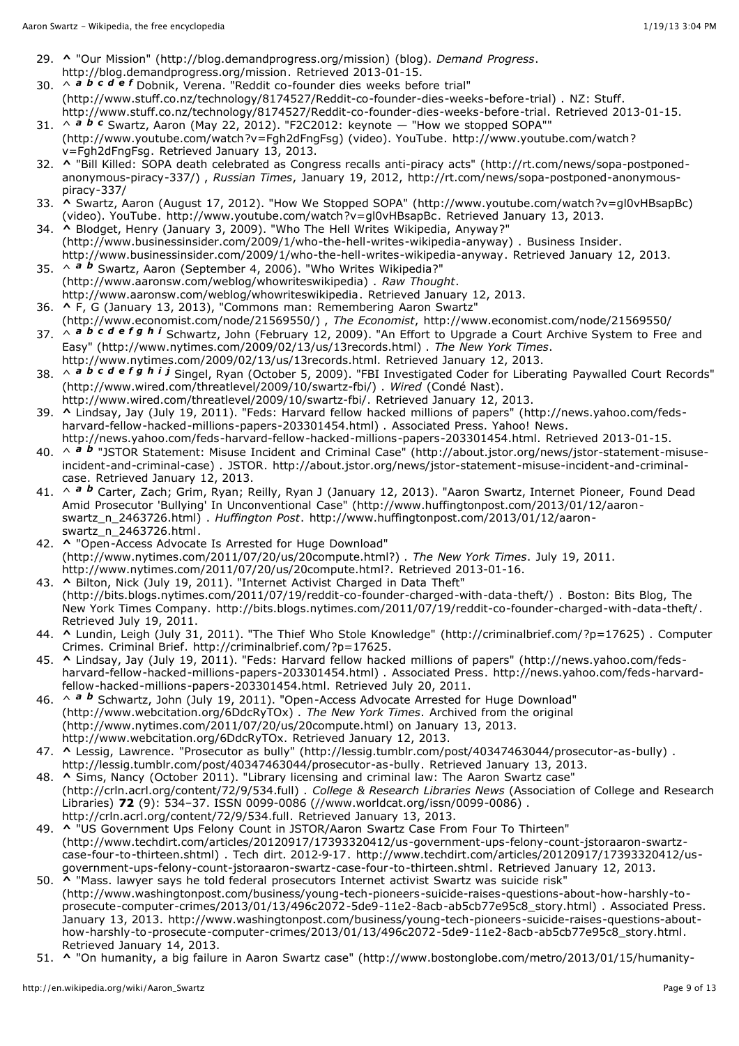29. **^** "Our Mission" (http://blog.demandprogress.org/mission) (blog). *Demand Progress*. http://blog.demandprogress.org/mission. Retrieved 2013-01-15.
30. ^ ***a b c d e f*** Dobnik, Verena. "Reddit co-founder dies weeks before trial" (http://www.stuff.co.nz/technology/8174527/Reddit-co-founder-dies-weeks-before-trial) . NZ: Stuff. http://www.stuff.co.nz/technology/8174527/Reddit-co-founder-dies-weeks-before-trial. Retrieved 2013-01-15.
31. ^ ***a b c*** Swartz, Aaron (May 22, 2012). "F2C2012: keynote — "How we stopped SOPA"" (http://www.youtube.com/watch?v=Fgh2dFngFsg) (video). YouTube. http://www.youtube.com/watch?v=Fgh2dFngFsg. Retrieved January 13, 2013.
32. **^** "Bill Killed: SOPA death celebrated as Congress recalls anti-piracy acts" (http://rt.com/news/sopa-postponed-anonymous-piracy-337/) , *Russian Times*, January 19, 2012, http://rt.com/news/sopa-postponed-anonymous-piracy-337/
33. **^** Swartz, Aaron (August 17, 2012). "How We Stopped SOPA" (http://www.youtube.com/watch?v=gl0vHBsapBc) (video). YouTube. http://www.youtube.com/watch?v=gl0vHBsapBc. Retrieved January 13, 2013.
34. **^** Blodget, Henry (January 3, 2009). "Who The Hell Writes Wikipedia, Anyway?" (http://www.businessinsider.com/2009/1/who-the-hell-writes-wikipedia-anyway) . Business Insider. http://www.businessinsider.com/2009/1/who-the-hell-writes-wikipedia-anyway. Retrieved January 12, 2013.
35. ^ ***a b*** Swartz, Aaron (September 4, 2006). "Who Writes Wikipedia?" (http://www.aaronsw.com/weblog/whowriteswikipedia) . *Raw Thought*. http://www.aaronsw.com/weblog/whowriteswikipedia. Retrieved January 12, 2013.
36. **^** F, G (January 13, 2013), "Commons man: Remembering Aaron Swartz" (http://www.economist.com/node/21569550/) , *The Economist*, http://www.economist.com/node/21569550/
37. ^ ***a b c d e f g h i*** Schwartz, John (February 12, 2009). "An Effort to Upgrade a Court Archive System to Free and Easy" (http://www.nytimes.com/2009/02/13/us/13records.html) . *The New York Times*. http://www.nytimes.com/2009/02/13/us/13records.html. Retrieved January 12, 2013.
38. ^ ***a b c d e f g h i j*** Singel, Ryan (October 5, 2009). "FBI Investigated Coder for Liberating Paywalled Court Records" (http://www.wired.com/threatlevel/2009/10/swartz-fbi/) . *Wired* (Condé Nast). http://www.wired.com/threatlevel/2009/10/swartz-fbi/. Retrieved January 12, 2013.
39. **^** Lindsay, Jay (July 19, 2011). "Feds: Harvard fellow hacked millions of papers" (http://news.yahoo.com/feds-harvard-fellow-hacked-millions-papers-203301454.html) . Associated Press. Yahoo! News. http://news.yahoo.com/feds-harvard-fellow-hacked-millions-papers-203301454.html. Retrieved 2013-01-15.
40. ^ ***a b*** "JSTOR Statement: Misuse Incident and Criminal Case" (http://about.jstor.org/news/jstor-statement-misuse-incident-and-criminal-case) . JSTOR. http://about.jstor.org/news/jstor-statement-misuse-incident-and-criminal-case. Retrieved January 12, 2013.
41. ^ ***a b*** Carter, Zach; Grim, Ryan; Reilly, Ryan J (January 12, 2013). "Aaron Swartz, Internet Pioneer, Found Dead Amid Prosecutor 'Bullying' In Unconventional Case" (http://www.huffingtonpost.com/2013/01/12/aaron-swartz_n_2463726.html) . *Huffington Post*. http://www.huffingtonpost.com/2013/01/12/aaron-swartz_n_2463726.html.
42. **^** "Open-Access Advocate Is Arrested for Huge Download" (http://www.nytimes.com/2011/07/20/us/20compute.html?) . *The New York Times*. July 19, 2011. http://www.nytimes.com/2011/07/20/us/20compute.html?. Retrieved 2013-01-16.
43. **^** Bilton, Nick (July 19, 2011). "Internet Activist Charged in Data Theft" (http://bits.blogs.nytimes.com/2011/07/19/reddit-co-founder-charged-with-data-theft/) . Boston: Bits Blog, The New York Times Company. http://bits.blogs.nytimes.com/2011/07/19/reddit-co-founder-charged-with-data-theft/. Retrieved July 19, 2011.
44. **^** Lundin, Leigh (July 31, 2011). "The Thief Who Stole Knowledge" (http://criminalbrief.com/?p=17625) . Computer Crimes. Criminal Brief. http://criminalbrief.com/?p=17625.
45. **^** Lindsay, Jay (July 19, 2011). "Feds: Harvard fellow hacked millions of papers" (http://news.yahoo.com/feds-harvard-fellow-hacked-millions-papers-203301454.html) . Associated Press. http://news.yahoo.com/feds-harvard-fellow-hacked-millions-papers-203301454.html. Retrieved July 20, 2011.
46. ^ ***a b*** Schwartz, John (July 19, 2011). "Open-Access Advocate Arrested for Huge Download" (http://www.webcitation.org/6DdcRyTOx) . *The New York Times*. Archived from the original (http://www.nytimes.com/2011/07/20/us/20compute.html) on January 13, 2013. http://www.webcitation.org/6DdcRyTOx. Retrieved January 12, 2013.
47. **^** Lessig, Lawrence. "Prosecutor as bully" (http://lessig.tumblr.com/post/40347463044/prosecutor-as-bully) . http://lessig.tumblr.com/post/40347463044/prosecutor-as-bully. Retrieved January 13, 2013.
48. **^** Sims, Nancy (October 2011). "Library licensing and criminal law: The Aaron Swartz case" (http://crln.acrl.org/content/72/9/534.full) . *College & Research Libraries News* (Association of College and Research Libraries) **72** (9): 534–37. ISSN 0099-0086 (//www.worldcat.org/issn/0099-0086) . http://crln.acrl.org/content/72/9/534.full. Retrieved January 13, 2013.
49. **^** "US Government Ups Felony Count in JSTOR/Aaron Swartz Case From Four To Thirteen" (http://www.techdirt.com/articles/20120917/17393320412/us-government-ups-felony-count-jstoraaron-swartz-case-four-to-thirteen.shtml) . Tech dirt. 2012-9-17. http://www.techdirt.com/articles/20120917/17393320412/us-government-ups-felony-count-jstoraaron-swartz-case-four-to-thirteen.shtml. Retrieved January 12, 2013.
50. **^** "Mass. lawyer says he told federal prosecutors Internet activist Swartz was suicide risk" (http://www.washingtonpost.com/business/young-tech-pioneers-suicide-raises-questions-about-how-harshly-to-prosecute-computer-crimes/2013/01/13/496c2072-5de9-11e2-8acb-ab5cb77e95c8_story.html) . Associated Press. January 13, 2013. http://www.washingtonpost.com/business/young-tech-pioneers-suicide-raises-questions-about-how-harshly-to-prosecute-computer-crimes/2013/01/13/496c2072-5de9-11e2-8acb-ab5cb77e95c8_story.html. Retrieved January 14, 2013.
51. **^** "On humanity, a big failure in Aaron Swartz case" (http://www.bostonglobe.com/metro/2013/01/15/humanity-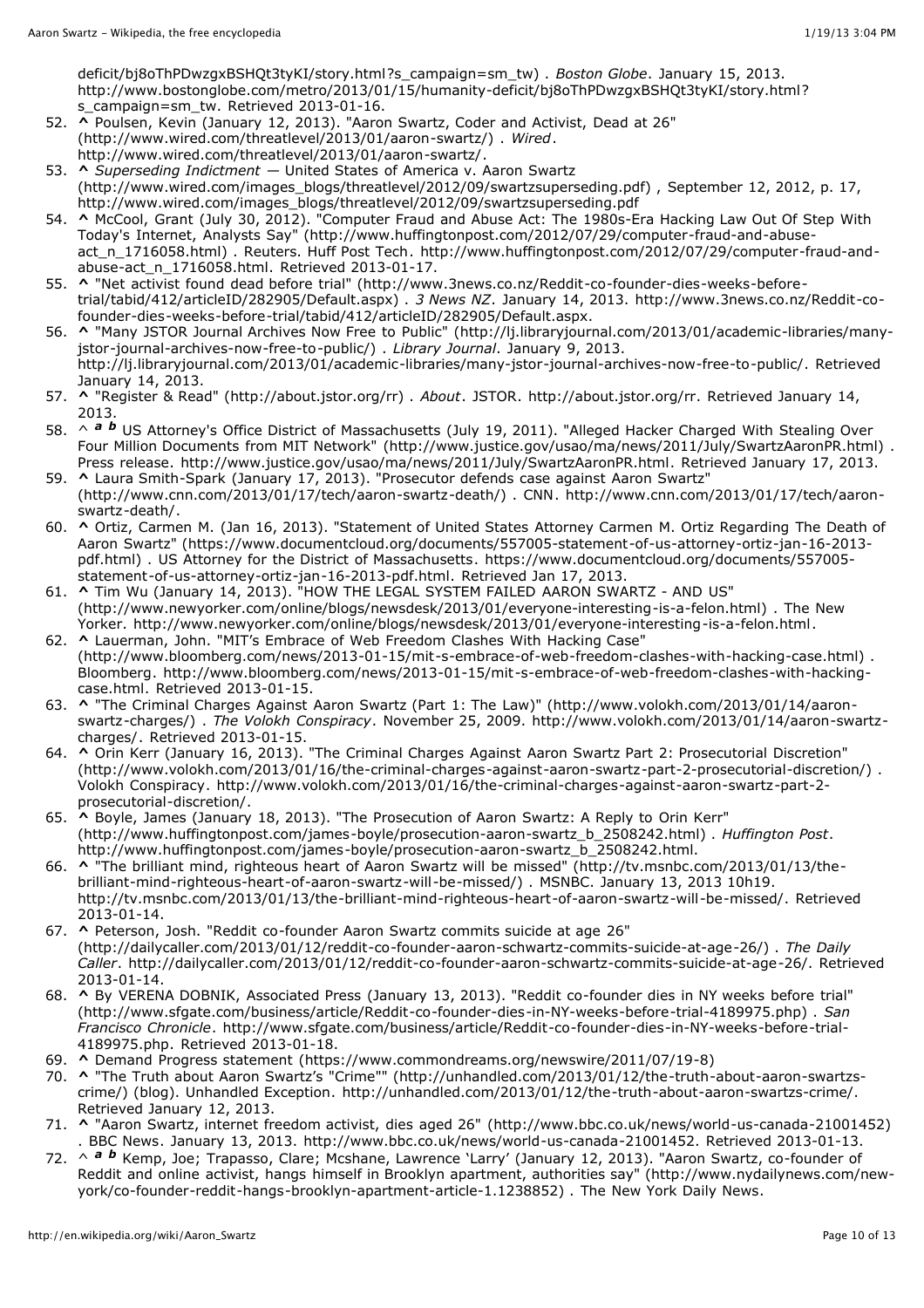deficit/bj8oThPDwzgxBSHQt3tyKI/story.html?s_campaign=sm_tw) . *Boston Globe*. January 15, 2013. http://www.bostonglobe.com/metro/2013/01/15/humanity-deficit/bj8oThPDwzgxBSHQt3tyKI/story.html?s_campaign=sm_tw. Retrieved 2013-01-16.

52. **^** Poulsen, Kevin (January 12, 2013). "Aaron Swartz, Coder and Activist, Dead at 26" (http://www.wired.com/threatlevel/2013/01/aaron-swartz/) . *Wired*. http://www.wired.com/threatlevel/2013/01/aaron-swartz/.
53. **^** *Superseding Indictment* — United States of America v. Aaron Swartz (http://www.wired.com/images_blogs/threatlevel/2012/09/swartzsuperseding.pdf) , September 12, 2012, p. 17, http://www.wired.com/images_blogs/threatlevel/2012/09/swartzsuperseding.pdf
54. **^** McCool, Grant (July 30, 2012). "Computer Fraud and Abuse Act: The 1980s-Era Hacking Law Out Of Step With Today's Internet, Analysts Say" (http://www.huffingtonpost.com/2012/07/29/computer-fraud-and-abuse-act_n_1716058.html) . Reuters. Huff Post Tech. http://www.huffingtonpost.com/2012/07/29/computer-fraud-and-abuse-act_n_1716058.html. Retrieved 2013-01-17.
55. **^** "Net activist found dead before trial" (http://www.3news.co.nz/Reddit-co-founder-dies-weeks-before-trial/tabid/412/articleID/282905/Default.aspx) . *3 News NZ*. January 14, 2013. http://www.3news.co.nz/Reddit-co-founder-dies-weeks-before-trial/tabid/412/articleID/282905/Default.aspx.
56. **^** "Many JSTOR Journal Archives Now Free to Public" (http://lj.libraryjournal.com/2013/01/academic-libraries/many-jstor-journal-archives-now-free-to-public/) . *Library Journal*. January 9, 2013. http://lj.libraryjournal.com/2013/01/academic-libraries/many-jstor-journal-archives-now-free-to-public/. Retrieved January 14, 2013.
57. **^** "Register & Read" (http://about.jstor.org/rr) . *About*. JSTOR. http://about.jstor.org/rr. Retrieved January 14, 2013.
58. ^ ***a b*** US Attorney's Office District of Massachusetts (July 19, 2011). "Alleged Hacker Charged With Stealing Over Four Million Documents from MIT Network" (http://www.justice.gov/usao/ma/news/2011/July/SwartzAaronPR.html) . Press release. http://www.justice.gov/usao/ma/news/2011/July/SwartzAaronPR.html. Retrieved January 17, 2013.
59. **^** Laura Smith-Spark (January 17, 2013). "Prosecutor defends case against Aaron Swartz" (http://www.cnn.com/2013/01/17/tech/aaron-swartz-death/) . CNN. http://www.cnn.com/2013/01/17/tech/aaron-swartz-death/.
60. **^** Ortiz, Carmen M. (Jan 16, 2013). "Statement of United States Attorney Carmen M. Ortiz Regarding The Death of Aaron Swartz" (https://www.documentcloud.org/documents/557005-statement-of-us-attorney-ortiz-jan-16-2013-pdf.html) . US Attorney for the District of Massachusetts. https://www.documentcloud.org/documents/557005-statement-of-us-attorney-ortiz-jan-16-2013-pdf.html. Retrieved Jan 17, 2013.
61. **^** Tim Wu (January 14, 2013). "HOW THE LEGAL SYSTEM FAILED AARON SWARTZ - AND US" (http://www.newyorker.com/online/blogs/newsdesk/2013/01/everyone-interesting-is-a-felon.html) . The New Yorker. http://www.newyorker.com/online/blogs/newsdesk/2013/01/everyone-interesting-is-a-felon.html.
62. **^** Lauerman, John. "MIT's Embrace of Web Freedom Clashes With Hacking Case" (http://www.bloomberg.com/news/2013-01-15/mit-s-embrace-of-web-freedom-clashes-with-hacking-case.html) . Bloomberg. http://www.bloomberg.com/news/2013-01-15/mit-s-embrace-of-web-freedom-clashes-with-hacking-case.html. Retrieved 2013-01-15.
63. **^** "The Criminal Charges Against Aaron Swartz (Part 1: The Law)" (http://www.volokh.com/2013/01/14/aaron-swartz-charges/) . *The Volokh Conspiracy*. November 25, 2009. http://www.volokh.com/2013/01/14/aaron-swartz-charges/. Retrieved 2013-01-15.
64. **^** Orin Kerr (January 16, 2013). "The Criminal Charges Against Aaron Swartz Part 2: Prosecutorial Discretion" (http://www.volokh.com/2013/01/16/the-criminal-charges-against-aaron-swartz-part-2-prosecutorial-discretion/) . Volokh Conspiracy. http://www.volokh.com/2013/01/16/the-criminal-charges-against-aaron-swartz-part-2-prosecutorial-discretion/.
65. **^** Boyle, James (January 18, 2013). "The Prosecution of Aaron Swartz: A Reply to Orin Kerr" (http://www.huffingtonpost.com/james-boyle/prosecution-aaron-swartz_b_2508242.html) . *Huffington Post*. http://www.huffingtonpost.com/james-boyle/prosecution-aaron-swartz_b_2508242.html.
66. **^** "The brilliant mind, righteous heart of Aaron Swartz will be missed" (http://tv.msnbc.com/2013/01/13/the-brilliant-mind-righteous-heart-of-aaron-swartz-will-be-missed/) . MSNBC. January 13, 2013 10h19. http://tv.msnbc.com/2013/01/13/the-brilliant-mind-righteous-heart-of-aaron-swartz-will-be-missed/. Retrieved 2013-01-14.
67. **^** Peterson, Josh. "Reddit co-founder Aaron Swartz commits suicide at age 26" (http://dailycaller.com/2013/01/12/reddit-co-founder-aaron-schwartz-commits-suicide-at-age-26/) . *The Daily Caller*. http://dailycaller.com/2013/01/12/reddit-co-founder-aaron-schwartz-commits-suicide-at-age-26/. Retrieved 2013-01-14.
68. **^** By VERENA DOBNIK, Associated Press (January 13, 2013). "Reddit co-founder dies in NY weeks before trial" (http://www.sfgate.com/business/article/Reddit-co-founder-dies-in-NY-weeks-before-trial-4189975.php) . *San Francisco Chronicle*. http://www.sfgate.com/business/article/Reddit-co-founder-dies-in-NY-weeks-before-trial-4189975.php. Retrieved 2013-01-18.
69. **^** Demand Progress statement (https://www.commondreams.org/newswire/2011/07/19-8)
70. **^** "The Truth about Aaron Swartz's "Crime"" (http://unhandled.com/2013/01/12/the-truth-about-aaron-swartzs-crime/) (blog). Unhandled Exception. http://unhandled.com/2013/01/12/the-truth-about-aaron-swartzs-crime/. Retrieved January 12, 2013.
71. **^** "Aaron Swartz, internet freedom activist, dies aged 26" (http://www.bbc.co.uk/news/world-us-canada-21001452) . BBC News. January 13, 2013. http://www.bbc.co.uk/news/world-us-canada-21001452. Retrieved 2013-01-13.
72. ^ ***a b*** Kemp, Joe; Trapasso, Clare; Mcshane, Lawrence 'Larry' (January 12, 2013). "Aaron Swartz, co-founder of Reddit and online activist, hangs himself in Brooklyn apartment, authorities say" (http://www.nydailynews.com/new-york/co-founder-reddit-hangs-brooklyn-apartment-article-1.1238852) . The New York Daily News.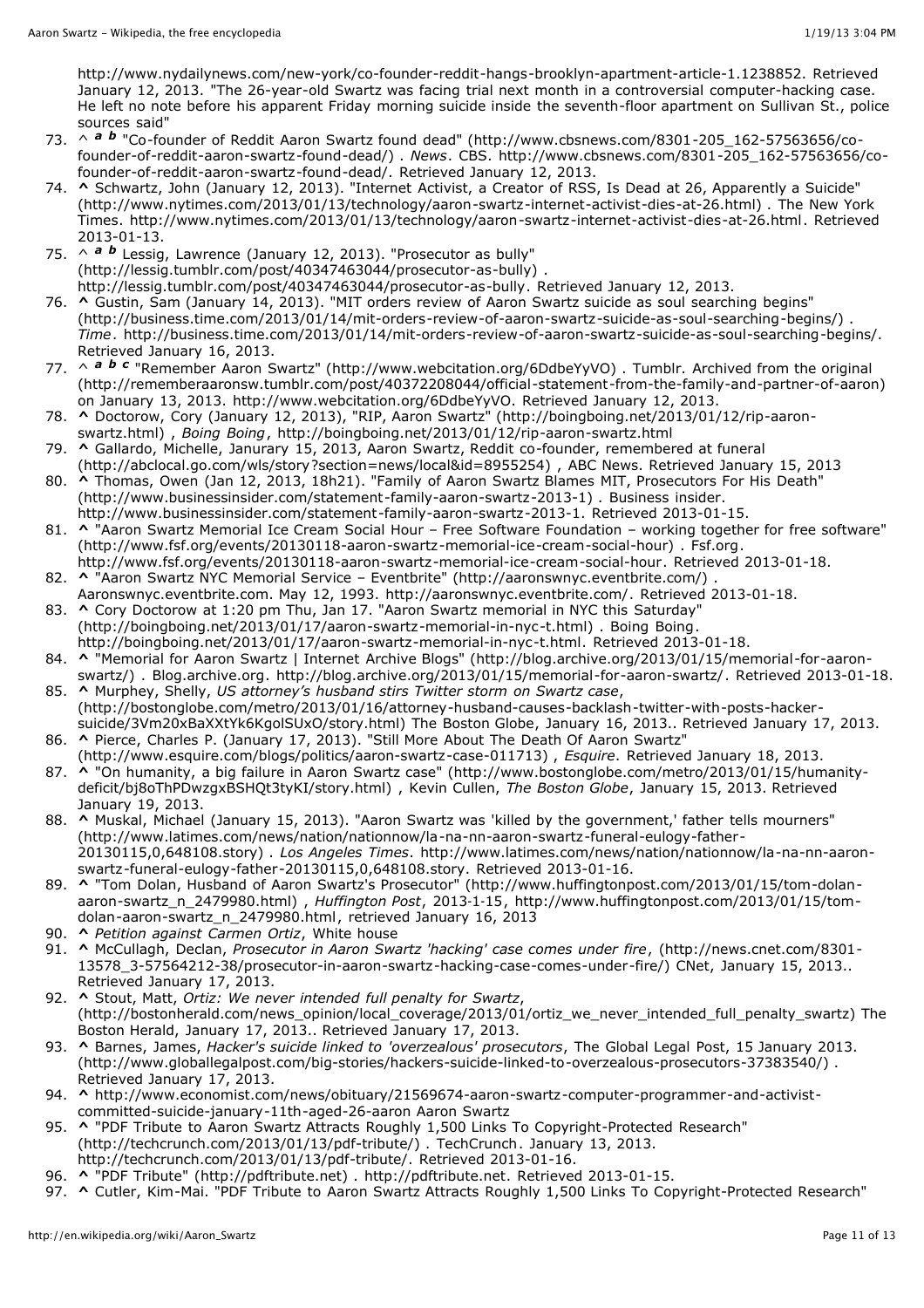http://www.nydailynews.com/new-york/co-founder-reddit-hangs-brooklyn-apartment-article-1.1238852. Retrieved January 12, 2013. "The 26-year-old Swartz was facing trial next month in a controversial computer-hacking case. He left no note before his apparent Friday morning suicide inside the seventh-floor apartment on Sullivan St., police sources said"

73. ^ ***a*** ***b*** "Co-founder of Reddit Aaron Swartz found dead" (http://www.cbsnews.com/8301-205_162-57563656/co-founder-of-reddit-aaron-swartz-found-dead/) . *News*. CBS. http://www.cbsnews.com/8301-205_162-57563656/co-founder-of-reddit-aaron-swartz-found-dead/. Retrieved January 12, 2013.
74. **^** Schwartz, John (January 12, 2013). "Internet Activist, a Creator of RSS, Is Dead at 26, Apparently a Suicide" (http://www.nytimes.com/2013/01/13/technology/aaron-swartz-internet-activist-dies-at-26.html) . The New York Times. http://www.nytimes.com/2013/01/13/technology/aaron-swartz-internet-activist-dies-at-26.html. Retrieved 2013-01-13.
75. ^ ***a*** ***b*** Lessig, Lawrence (January 12, 2013). "Prosecutor as bully" (http://lessig.tumblr.com/post/40347463044/prosecutor-as-bully) . http://lessig.tumblr.com/post/40347463044/prosecutor-as-bully. Retrieved January 12, 2013.
76. **^** Gustin, Sam (January 14, 2013). "MIT orders review of Aaron Swartz suicide as soul searching begins" (http://business.time.com/2013/01/14/mit-orders-review-of-aaron-swartz-suicide-as-soul-searching-begins/) . *Time*. http://business.time.com/2013/01/14/mit-orders-review-of-aaron-swartz-suicide-as-soul-searching-begins/. Retrieved January 16, 2013.
77. ^ ***a*** ***b*** ***c*** "Remember Aaron Swartz" (http://www.webcitation.org/6DdbeYyVO) . Tumblr. Archived from the original (http://rememberaaronsw.tumblr.com/post/40372208044/official-statement-from-the-family-and-partner-of-aaron) on January 13, 2013. http://www.webcitation.org/6DdbeYyVO. Retrieved January 12, 2013.
78. **^** Doctorow, Cory (January 12, 2013), "RIP, Aaron Swartz" (http://boingboing.net/2013/01/12/rip-aaron-swartz.html) , *Boing Boing*, http://boingboing.net/2013/01/12/rip-aaron-swartz.html
79. **^** Gallardo, Michelle, Janurary 15, 2013, Aaron Swartz, Reddit co-founder, remembered at funeral (http://abclocal.go.com/wls/story?section=news/local&id=8955254) , ABC News. Retrieved January 15, 2013
80. **^** Thomas, Owen (Jan 12, 2013, 18h21). "Family of Aaron Swartz Blames MIT, Prosecutors For His Death" (http://www.businessinsider.com/statement-family-aaron-swartz-2013-1) . Business insider. http://www.businessinsider.com/statement-family-aaron-swartz-2013-1. Retrieved 2013-01-15.
81. **^** "Aaron Swartz Memorial Ice Cream Social Hour – Free Software Foundation – working together for free software" (http://www.fsf.org/events/20130118-aaron-swartz-memorial-ice-cream-social-hour) . Fsf.org. http://www.fsf.org/events/20130118-aaron-swartz-memorial-ice-cream-social-hour. Retrieved 2013-01-18.
82. **^** "Aaron Swartz NYC Memorial Service – Eventbrite" (http://aaronswnyc.eventbrite.com/) . Aaronswnyc.eventbrite.com. May 12, 1993. http://aaronswnyc.eventbrite.com/. Retrieved 2013-01-18.
83. **^** Cory Doctorow at 1:20 pm Thu, Jan 17. "Aaron Swartz memorial in NYC this Saturday" (http://boingboing.net/2013/01/17/aaron-swartz-memorial-in-nyc-t.html) . Boing Boing. http://boingboing.net/2013/01/17/aaron-swartz-memorial-in-nyc-t.html. Retrieved 2013-01-18.
84. **^** "Memorial for Aaron Swartz | Internet Archive Blogs" (http://blog.archive.org/2013/01/15/memorial-for-aaron-swartz/) . Blog.archive.org. http://blog.archive.org/2013/01/15/memorial-for-aaron-swartz/. Retrieved 2013-01-18.
85. **^** Murphey, Shelly, *US attorney's husband stirs Twitter storm on Swartz case*, (http://bostonglobe.com/metro/2013/01/16/attorney-husband-causes-backlash-twitter-with-posts-hacker-suicide/3Vm20xBaXXtYk6KgolSUxO/story.html) The Boston Globe, January 16, 2013.. Retrieved January 17, 2013.
86. **^** Pierce, Charles P. (January 17, 2013). "Still More About The Death Of Aaron Swartz" (http://www.esquire.com/blogs/politics/aaron-swartz-case-011713) , *Esquire*. Retrieved January 18, 2013.
87. **^** "On humanity, a big failure in Aaron Swartz case" (http://www.bostonglobe.com/metro/2013/01/15/humanity-deficit/bj8oThPDwzgxBSHQt3tyKI/story.html) , Kevin Cullen, *The Boston Globe*, January 15, 2013. Retrieved January 19, 2013.
88. **^** Muskal, Michael (January 15, 2013). "Aaron Swartz was 'killed by the government,' father tells mourners" (http://www.latimes.com/news/nation/nationnow/la-na-nn-aaron-swartz-funeral-eulogy-father-20130115,0,648108.story) . *Los Angeles Times*. http://www.latimes.com/news/nation/nationnow/la-na-nn-aaron-swartz-funeral-eulogy-father-20130115,0,648108.story. Retrieved 2013-01-16.
89. **^** "Tom Dolan, Husband of Aaron Swartz's Prosecutor" (http://www.huffingtonpost.com/2013/01/15/tom-dolan-aaron-swartz_n_2479980.html) , *Huffington Post*, 2013-1-15, http://www.huffingtonpost.com/2013/01/15/tom-dolan-aaron-swartz_n_2479980.html, retrieved January 16, 2013
90. **^** *Petition against Carmen Ortiz*, White house
91. **^** McCullagh, Declan, *Prosecutor in Aaron Swartz 'hacking' case comes under fire*, (http://news.cnet.com/8301-13578_3-57564212-38/prosecutor-in-aaron-swartz-hacking-case-comes-under-fire/) CNet, January 15, 2013.. Retrieved January 17, 2013.
92. **^** Stout, Matt, *Ortiz: We never intended full penalty for Swartz*, (http://bostonherald.com/news_opinion/local_coverage/2013/01/ortiz_we_never_intended_full_penalty_swartz) The Boston Herald, January 17, 2013.. Retrieved January 17, 2013.
93. **^** Barnes, James, *Hacker's suicide linked to 'overzealous' prosecutors*, The Global Legal Post, 15 January 2013. (http://www.globallegalpost.com/big-stories/hackers-suicide-linked-to-overzealous-prosecutors-37383540/) . Retrieved January 17, 2013.
94. **^** http://www.economist.com/news/obituary/21569674-aaron-swartz-computer-programmer-and-activist-committed-suicide-january-11th-aged-26-aaron Aaron Swartz
95. **^** "PDF Tribute to Aaron Swartz Attracts Roughly 1,500 Links To Copyright-Protected Research" (http://techcrunch.com/2013/01/13/pdf-tribute/) . TechCrunch. January 13, 2013. http://techcrunch.com/2013/01/13/pdf-tribute/. Retrieved 2013-01-16.
96. **^** "PDF Tribute" (http://pdftribute.net) . http://pdftribute.net. Retrieved 2013-01-15.
97. **^** Cutler, Kim-Mai. "PDF Tribute to Aaron Swartz Attracts Roughly 1,500 Links To Copyright-Protected Research"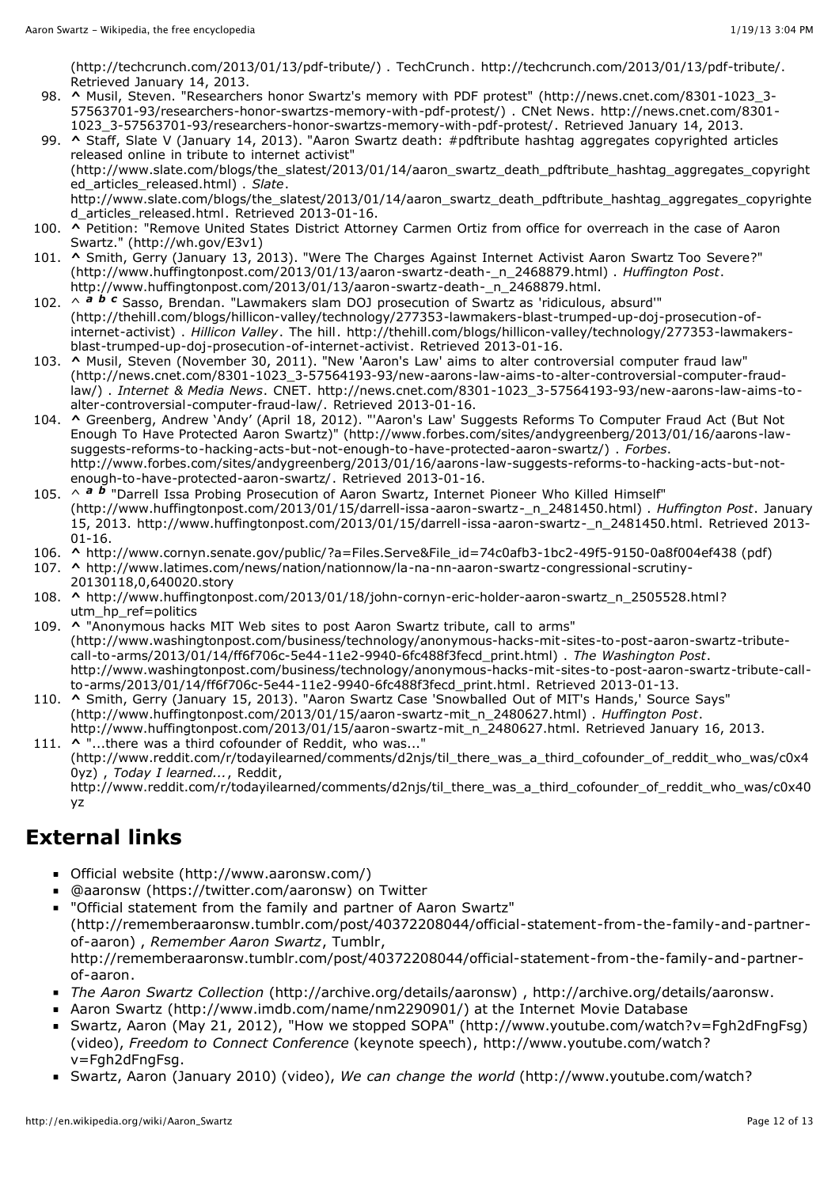(http://techcrunch.com/2013/01/13/pdf-tribute/) . TechCrunch. http://techcrunch.com/2013/01/13/pdf-tribute/. Retrieved January 14, 2013.

98. ^ Musil, Steven. "Researchers honor Swartz's memory with PDF protest" (http://news.cnet.com/8301-1023_3-57563701-93/researchers-honor-swartzs-memory-with-pdf-protest/) . CNet News. http://news.cnet.com/8301-1023_3-57563701-93/researchers-honor-swartzs-memory-with-pdf-protest/. Retrieved January 14, 2013.
99. ^ Staff, Slate V (January 14, 2013). "Aaron Swartz death: #pdftribute hashtag aggregates copyrighted articles released online in tribute to internet activist" (http://www.slate.com/blogs/the_slatest/2013/01/14/aaron_swartz_death_pdftribute_hashtag_aggregates_copyrighted_articles_released.html) . *Slate*. http://www.slate.com/blogs/the_slatest/2013/01/14/aaron_swartz_death_pdftribute_hashtag_aggregates_copyrighted_articles_released.html. Retrieved 2013-01-16.
100. ^ Petition: "Remove United States District Attorney Carmen Ortiz from office for overreach in the case of Aaron Swartz." (http://wh.gov/E3v1)
101. ^ Smith, Gerry (January 13, 2013). "Were The Charges Against Internet Activist Aaron Swartz Too Severe?" (http://www.huffingtonpost.com/2013/01/13/aaron-swartz-death-_n_2468879.html) . *Huffington Post*. http://www.huffingtonpost.com/2013/01/13/aaron-swartz-death-_n_2468879.html.
102. ^ *a b c* Sasso, Brendan. "Lawmakers slam DOJ prosecution of Swartz as 'ridiculous, absurd'" (http://thehill.com/blogs/hillicon-valley/technology/277353-lawmakers-blast-trumped-up-doj-prosecution-of-internet-activist) . *Hillicon Valley*. The hill. http://thehill.com/blogs/hillicon-valley/technology/277353-lawmakers-blast-trumped-up-doj-prosecution-of-internet-activist. Retrieved 2013-01-16.
103. ^ Musil, Steven (November 30, 2011). "New 'Aaron's Law' aims to alter controversial computer fraud law" (http://news.cnet.com/8301-1023_3-57564193-93/new-aarons-law-aims-to-alter-controversial-computer-fraud-law/) . *Internet & Media News*. CNET. http://news.cnet.com/8301-1023_3-57564193-93/new-aarons-law-aims-to-alter-controversial-computer-fraud-law/. Retrieved 2013-01-16.
104. ^ Greenberg, Andrew 'Andy' (April 18, 2012). "'Aaron's Law' Suggests Reforms To Computer Fraud Act (But Not Enough To Have Protected Aaron Swartz)" (http://www.forbes.com/sites/andygreenberg/2013/01/16/aarons-law-suggests-reforms-to-hacking-acts-but-not-enough-to-have-protected-aaron-swartz/) . *Forbes*. http://www.forbes.com/sites/andygreenberg/2013/01/16/aarons-law-suggests-reforms-to-hacking-acts-but-not-enough-to-have-protected-aaron-swartz/. Retrieved 2013-01-16.
105. ^ *a b* "Darrell Issa Probing Prosecution of Aaron Swartz, Internet Pioneer Who Killed Himself" (http://www.huffingtonpost.com/2013/01/15/darrell-issa-aaron-swartz-_n_2481450.html) . *Huffington Post*. January 15, 2013. http://www.huffingtonpost.com/2013/01/15/darrell-issa-aaron-swartz-_n_2481450.html. Retrieved 2013-01-16.
106. ^ http://www.cornyn.senate.gov/public/?a=Files.Serve&File_id=74c0afb3-1bc2-49f5-9150-0a8f004ef438 (pdf)
107. ^ http://www.latimes.com/news/nation/nationnow/la-na-nn-aaron-swartz-congressional-scrutiny-20130118,0,640020.story
108. ^ http://www.huffingtonpost.com/2013/01/18/john-cornyn-eric-holder-aaron-swartz_n_2505528.html?utm_hp_ref=politics
109. ^ "Anonymous hacks MIT Web sites to post Aaron Swartz tribute, call to arms" (http://www.washingtonpost.com/business/technology/anonymous-hacks-mit-sites-to-post-aaron-swartz-tribute-call-to-arms/2013/01/14/ff6f706c-5e44-11e2-9940-6fc488f3fecd_print.html) . *The Washington Post*. http://www.washingtonpost.com/business/technology/anonymous-hacks-mit-sites-to-post-aaron-swartz-tribute-call-to-arms/2013/01/14/ff6f706c-5e44-11e2-9940-6fc488f3fecd_print.html. Retrieved 2013-01-13.
110. ^ Smith, Gerry (January 15, 2013). "Aaron Swartz Case 'Snowballed Out of MIT's Hands,' Source Says" (http://www.huffingtonpost.com/2013/01/15/aaron-swartz-mit_n_2480627.html) . *Huffington Post*. http://www.huffingtonpost.com/2013/01/15/aaron-swartz-mit_n_2480627.html. Retrieved January 16, 2013.
111. ^ "...there was a third cofounder of Reddit, who was..." (http://www.reddit.com/r/todayilearned/comments/d2njs/til_there_was_a_third_cofounder_of_reddit_who_was/c0x40yz) , *Today I learned...*, Reddit, http://www.reddit.com/r/todayilearned/comments/d2njs/til_there_was_a_third_cofounder_of_reddit_who_was/c0x40yz

## External links

- Official website (http://www.aaronsw.com/)
- @aaronsw (https://twitter.com/aaronsw) on Twitter
- "Official statement from the family and partner of Aaron Swartz" (http://rememberaaronsw.tumblr.com/post/40372208044/official-statement-from-the-family-and-partner-of-aaron) , *Remember Aaron Swartz*, Tumblr, http://rememberaaronsw.tumblr.com/post/40372208044/official-statement-from-the-family-and-partner-of-aaron.
- *The Aaron Swartz Collection* (http://archive.org/details/aaronsw) , http://archive.org/details/aaronsw.
- Aaron Swartz (http://www.imdb.com/name/nm2290901/) at the Internet Movie Database
- Swartz, Aaron (May 21, 2012), "How we stopped SOPA" (http://www.youtube.com/watch?v=Fgh2dFngFsg) (video), *Freedom to Connect Conference* (keynote speech), http://www.youtube.com/watch?v=Fgh2dFngFsg.
- Swartz, Aaron (January 2010) (video), *We can change the world* (http://www.youtube.com/watch?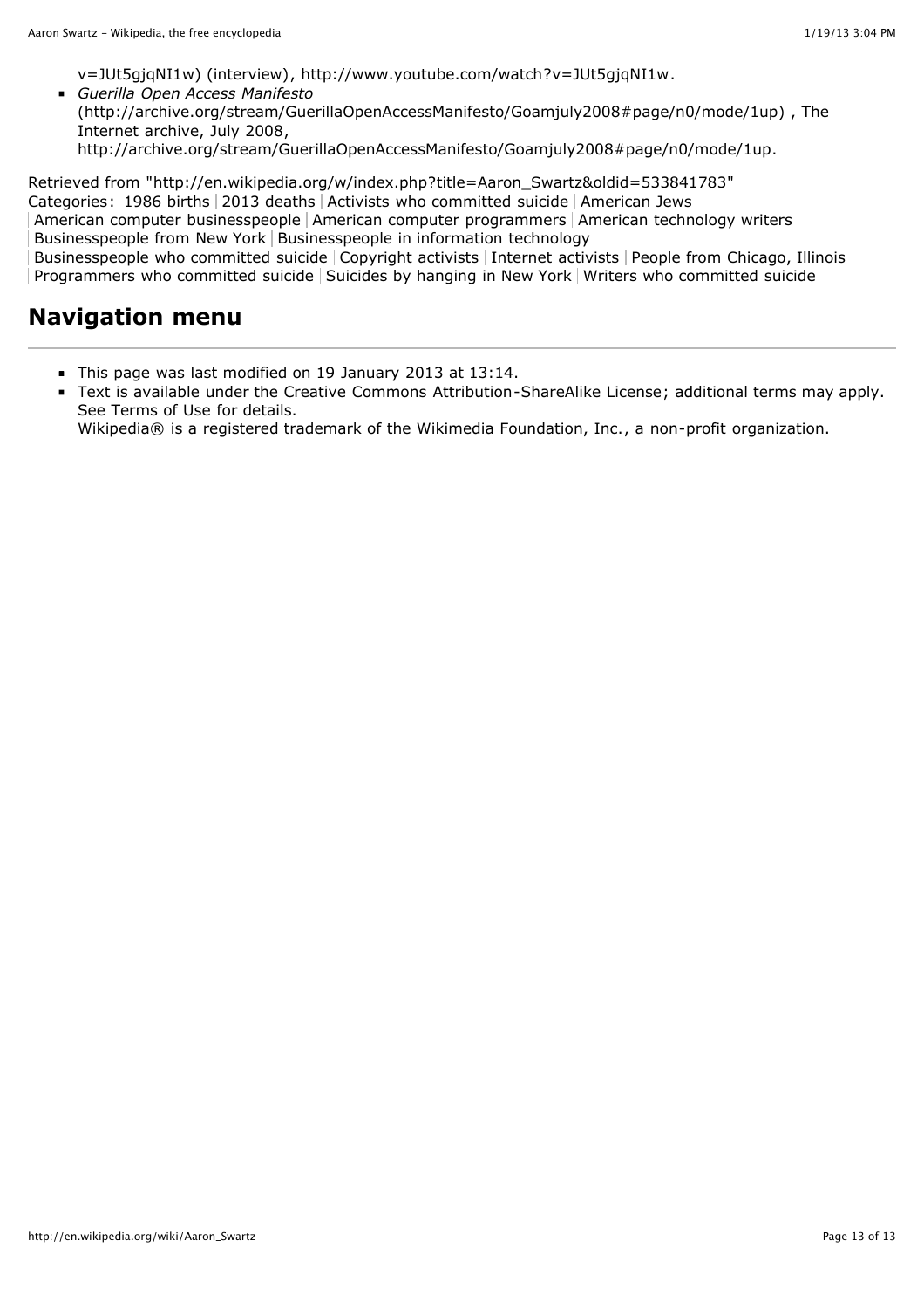v=JUt5gjqNI1w) (interview), http://www.youtube.com/watch?v=JUt5gjqNI1w.

- *Guerilla Open Access Manifesto* (http://archive.org/stream/GuerillaOpenAccessManifesto/Goamjuly2008#page/n0/mode/1up) , The Internet archive, July 2008, http://archive.org/stream/GuerillaOpenAccessManifesto/Goamjuly2008#page/n0/mode/1up.

Retrieved from "http://en.wikipedia.org/w/index.php?title=Aaron_Swartz&oldid=533841783"
Categories: 1986 births | 2013 deaths | Activists who committed suicide | American Jews | American computer businesspeople | American computer programmers | American technology writers | Businesspeople from New York | Businesspeople in information technology | Businesspeople who committed suicide | Copyright activists | Internet activists | People from Chicago, Illinois | Programmers who committed suicide | Suicides by hanging in New York | Writers who committed suicide

## Navigation menu

- This page was last modified on 19 January 2013 at 13:14.
- Text is available under the Creative Commons Attribution-ShareAlike License; additional terms may apply. See Terms of Use for details.
  Wikipedia® is a registered trademark of the Wikimedia Foundation, Inc., a non-profit organization.